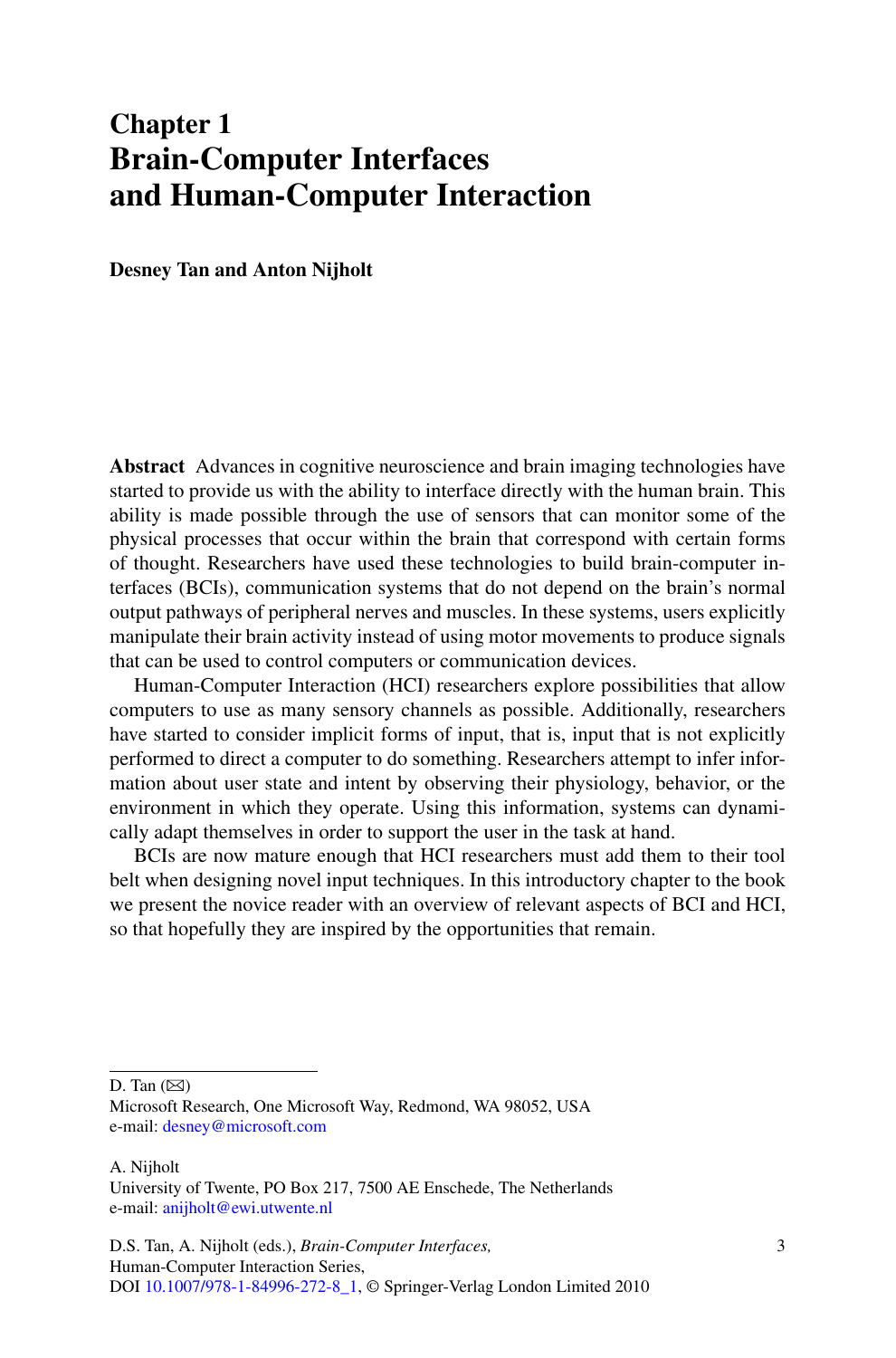# Chapter 1
# Brain-Computer Interfaces and Human-Computer Interaction

**Desney Tan and Anton Nijholt**

**Abstract** Advances in cognitive neuroscience and brain imaging technologies have started to provide us with the ability to interface directly with the human brain. This ability is made possible through the use of sensors that can monitor some of the physical processes that occur within the brain that correspond with certain forms of thought. Researchers have used these technologies to build brain-computer interfaces (BCIs), communication systems that do not depend on the brain's normal output pathways of peripheral nerves and muscles. In these systems, users explicitly manipulate their brain activity instead of using motor movements to produce signals that can be used to control computers or communication devices.

Human-Computer Interaction (HCI) researchers explore possibilities that allow computers to use as many sensory channels as possible. Additionally, researchers have started to consider implicit forms of input, that is, input that is not explicitly performed to direct a computer to do something. Researchers attempt to infer information about user state and intent by observing their physiology, behavior, or the environment in which they operate. Using this information, systems can dynamically adapt themselves in order to support the user in the task at hand.

BCIs are now mature enough that HCI researchers must add them to their tool belt when designing novel input techniques. In this introductory chapter to the book we present the novice reader with an overview of relevant aspects of BCI and HCI, so that hopefully they are inspired by the opportunities that remain.

---

D. Tan (✉)
Microsoft Research, One Microsoft Way, Redmond, WA 98052, USA
e-mail: desney@microsoft.com

A. Nijholt
University of Twente, PO Box 217, 7500 AE Enschede, The Netherlands
e-mail: anijholt@ewi.utwente.nl

D.S. Tan, A. Nijholt (eds.), *Brain-Computer Interfaces,*
Human-Computer Interaction Series,
DOI 10.1007/978-1-84996-272-8_1, © Springer-Verlag London Limited 2010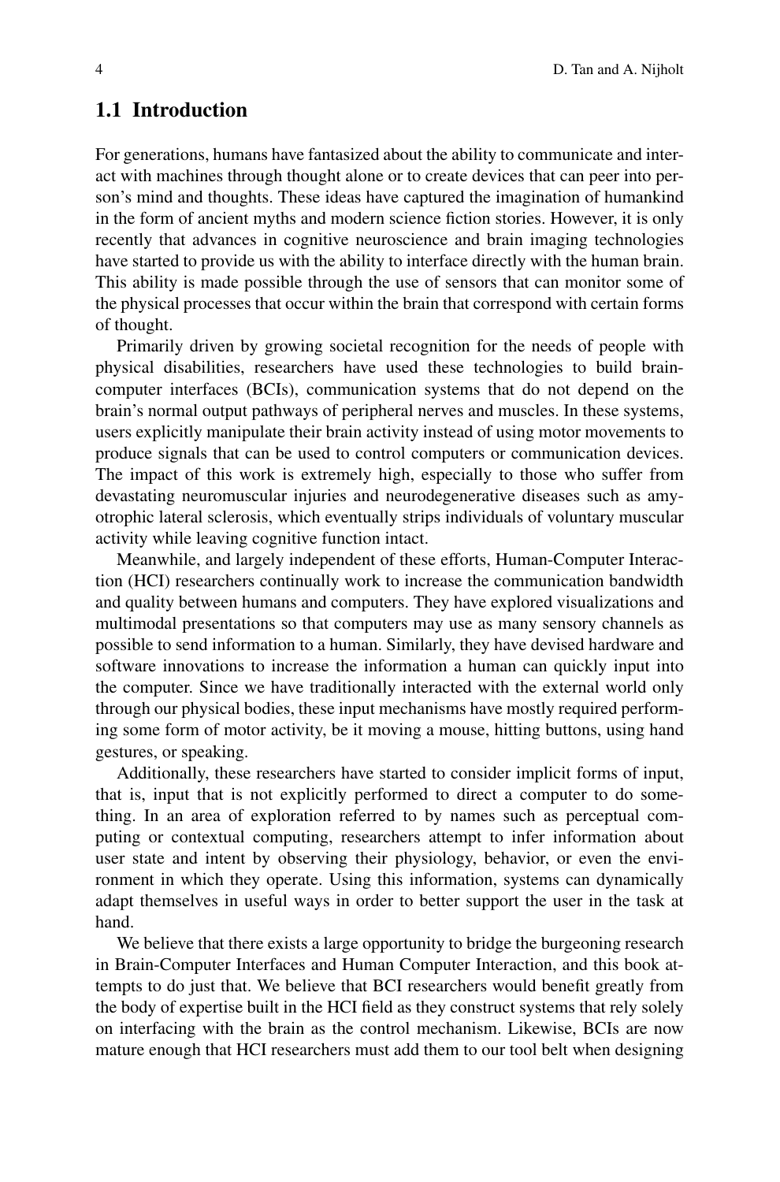## 1.1 Introduction

For generations, humans have fantasized about the ability to communicate and interact with machines through thought alone or to create devices that can peer into person's mind and thoughts. These ideas have captured the imagination of humankind in the form of ancient myths and modern science fiction stories. However, it is only recently that advances in cognitive neuroscience and brain imaging technologies have started to provide us with the ability to interface directly with the human brain. This ability is made possible through the use of sensors that can monitor some of the physical processes that occur within the brain that correspond with certain forms of thought.

Primarily driven by growing societal recognition for the needs of people with physical disabilities, researchers have used these technologies to build brain-computer interfaces (BCIs), communication systems that do not depend on the brain's normal output pathways of peripheral nerves and muscles. In these systems, users explicitly manipulate their brain activity instead of using motor movements to produce signals that can be used to control computers or communication devices. The impact of this work is extremely high, especially to those who suffer from devastating neuromuscular injuries and neurodegenerative diseases such as amyotrophic lateral sclerosis, which eventually strips individuals of voluntary muscular activity while leaving cognitive function intact.

Meanwhile, and largely independent of these efforts, Human-Computer Interaction (HCI) researchers continually work to increase the communication bandwidth and quality between humans and computers. They have explored visualizations and multimodal presentations so that computers may use as many sensory channels as possible to send information to a human. Similarly, they have devised hardware and software innovations to increase the information a human can quickly input into the computer. Since we have traditionally interacted with the external world only through our physical bodies, these input mechanisms have mostly required performing some form of motor activity, be it moving a mouse, hitting buttons, using hand gestures, or speaking.

Additionally, these researchers have started to consider implicit forms of input, that is, input that is not explicitly performed to direct a computer to do something. In an area of exploration referred to by names such as perceptual computing or contextual computing, researchers attempt to infer information about user state and intent by observing their physiology, behavior, or even the environment in which they operate. Using this information, systems can dynamically adapt themselves in useful ways in order to better support the user in the task at hand.

We believe that there exists a large opportunity to bridge the burgeoning research in Brain-Computer Interfaces and Human Computer Interaction, and this book attempts to do just that. We believe that BCI researchers would benefit greatly from the body of expertise built in the HCI field as they construct systems that rely solely on interfacing with the brain as the control mechanism. Likewise, BCIs are now mature enough that HCI researchers must add them to our tool belt when designing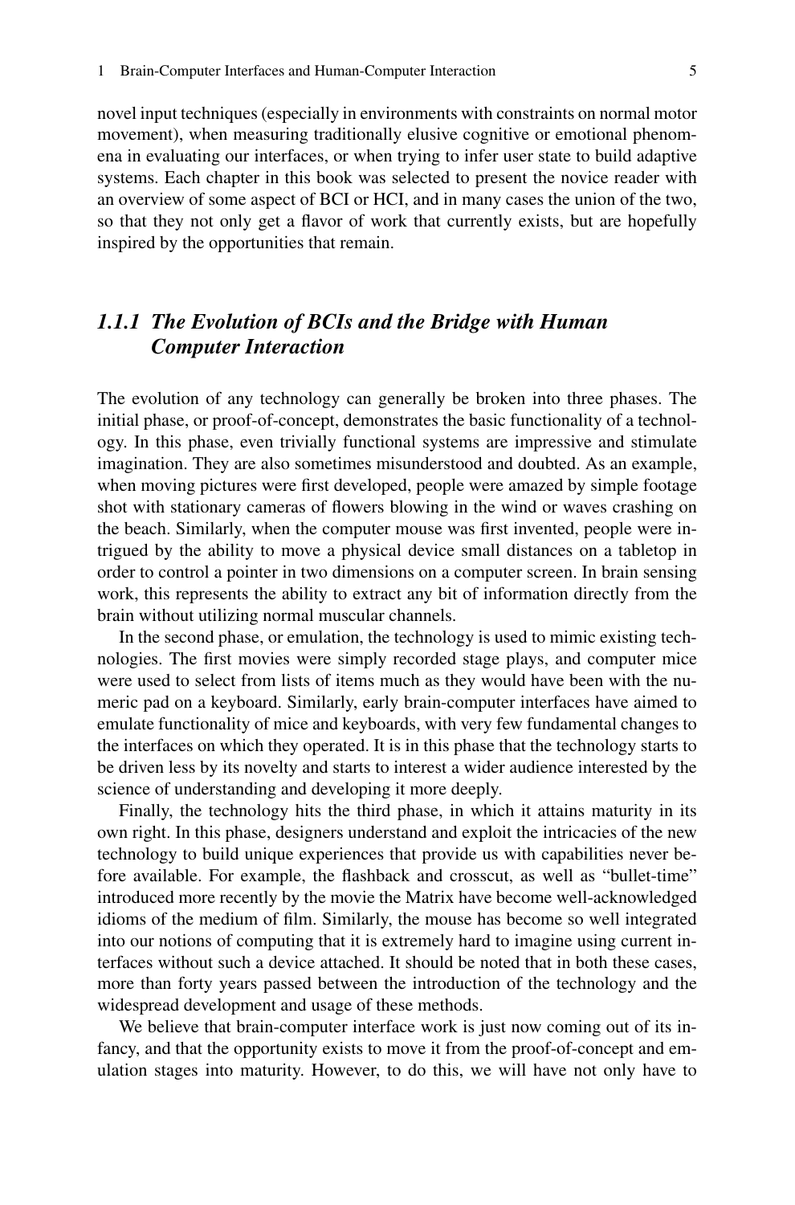novel input techniques (especially in environments with constraints on normal motor movement), when measuring traditionally elusive cognitive or emotional phenomena in evaluating our interfaces, or when trying to infer user state to build adaptive systems. Each chapter in this book was selected to present the novice reader with an overview of some aspect of BCI or HCI, and in many cases the union of the two, so that they not only get a flavor of work that currently exists, but are hopefully inspired by the opportunities that remain.

### *1.1.1 The Evolution of BCIs and the Bridge with Human Computer Interaction*

The evolution of any technology can generally be broken into three phases. The initial phase, or proof-of-concept, demonstrates the basic functionality of a technology. In this phase, even trivially functional systems are impressive and stimulate imagination. They are also sometimes misunderstood and doubted. As an example, when moving pictures were first developed, people were amazed by simple footage shot with stationary cameras of flowers blowing in the wind or waves crashing on the beach. Similarly, when the computer mouse was first invented, people were intrigued by the ability to move a physical device small distances on a tabletop in order to control a pointer in two dimensions on a computer screen. In brain sensing work, this represents the ability to extract any bit of information directly from the brain without utilizing normal muscular channels.

In the second phase, or emulation, the technology is used to mimic existing technologies. The first movies were simply recorded stage plays, and computer mice were used to select from lists of items much as they would have been with the numeric pad on a keyboard. Similarly, early brain-computer interfaces have aimed to emulate functionality of mice and keyboards, with very few fundamental changes to the interfaces on which they operated. It is in this phase that the technology starts to be driven less by its novelty and starts to interest a wider audience interested by the science of understanding and developing it more deeply.

Finally, the technology hits the third phase, in which it attains maturity in its own right. In this phase, designers understand and exploit the intricacies of the new technology to build unique experiences that provide us with capabilities never before available. For example, the flashback and crosscut, as well as "bullet-time" introduced more recently by the movie the Matrix have become well-acknowledged idioms of the medium of film. Similarly, the mouse has become so well integrated into our notions of computing that it is extremely hard to imagine using current interfaces without such a device attached. It should be noted that in both these cases, more than forty years passed between the introduction of the technology and the widespread development and usage of these methods.

We believe that brain-computer interface work is just now coming out of its infancy, and that the opportunity exists to move it from the proof-of-concept and emulation stages into maturity. However, to do this, we will have not only have to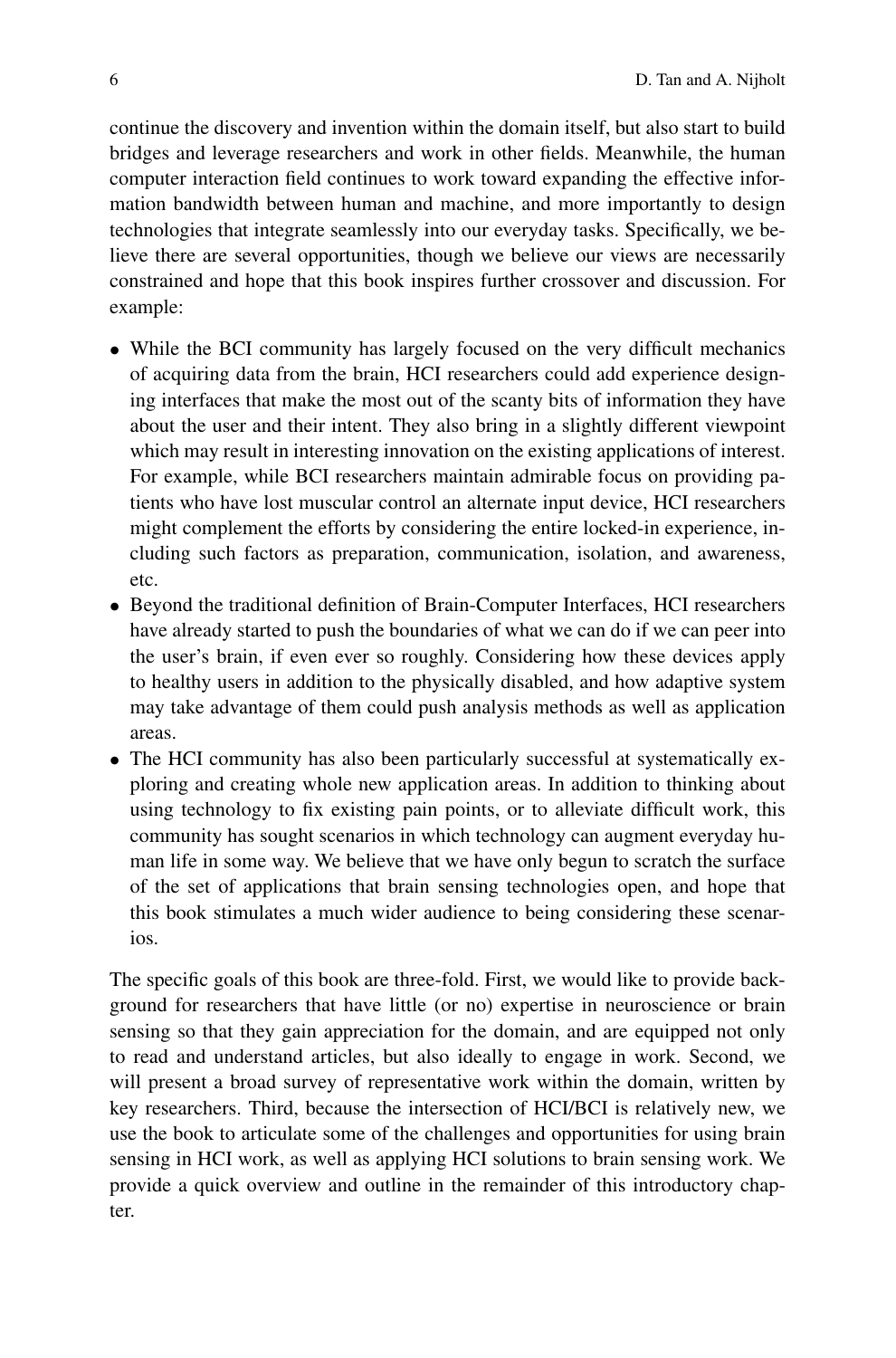continue the discovery and invention within the domain itself, but also start to build bridges and leverage researchers and work in other fields. Meanwhile, the human computer interaction field continues to work toward expanding the effective information bandwidth between human and machine, and more importantly to design technologies that integrate seamlessly into our everyday tasks. Specifically, we believe there are several opportunities, though we believe our views are necessarily constrained and hope that this book inspires further crossover and discussion. For example:

- While the BCI community has largely focused on the very difficult mechanics of acquiring data from the brain, HCI researchers could add experience designing interfaces that make the most out of the scanty bits of information they have about the user and their intent. They also bring in a slightly different viewpoint which may result in interesting innovation on the existing applications of interest. For example, while BCI researchers maintain admirable focus on providing patients who have lost muscular control an alternate input device, HCI researchers might complement the efforts by considering the entire locked-in experience, including such factors as preparation, communication, isolation, and awareness, etc.
- Beyond the traditional definition of Brain-Computer Interfaces, HCI researchers have already started to push the boundaries of what we can do if we can peer into the user's brain, if even ever so roughly. Considering how these devices apply to healthy users in addition to the physically disabled, and how adaptive system may take advantage of them could push analysis methods as well as application areas.
- The HCI community has also been particularly successful at systematically exploring and creating whole new application areas. In addition to thinking about using technology to fix existing pain points, or to alleviate difficult work, this community has sought scenarios in which technology can augment everyday human life in some way. We believe that we have only begun to scratch the surface of the set of applications that brain sensing technologies open, and hope that this book stimulates a much wider audience to being considering these scenarios.

The specific goals of this book are three-fold. First, we would like to provide background for researchers that have little (or no) expertise in neuroscience or brain sensing so that they gain appreciation for the domain, and are equipped not only to read and understand articles, but also ideally to engage in work. Second, we will present a broad survey of representative work within the domain, written by key researchers. Third, because the intersection of HCI/BCI is relatively new, we use the book to articulate some of the challenges and opportunities for using brain sensing in HCI work, as well as applying HCI solutions to brain sensing work. We provide a quick overview and outline in the remainder of this introductory chapter.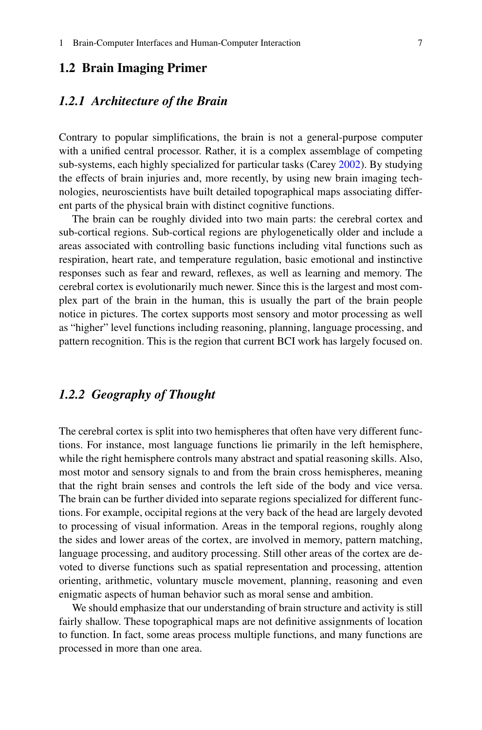## 1.2 Brain Imaging Primer

### *1.2.1 Architecture of the Brain*

Contrary to popular simplifications, the brain is not a general-purpose computer with a unified central processor. Rather, it is a complex assemblage of competing sub-systems, each highly specialized for particular tasks (Carey 2002). By studying the effects of brain injuries and, more recently, by using new brain imaging technologies, neuroscientists have built detailed topographical maps associating different parts of the physical brain with distinct cognitive functions.

The brain can be roughly divided into two main parts: the cerebral cortex and sub-cortical regions. Sub-cortical regions are phylogenetically older and include a areas associated with controlling basic functions including vital functions such as respiration, heart rate, and temperature regulation, basic emotional and instinctive responses such as fear and reward, reflexes, as well as learning and memory. The cerebral cortex is evolutionarily much newer. Since this is the largest and most complex part of the brain in the human, this is usually the part of the brain people notice in pictures. The cortex supports most sensory and motor processing as well as "higher" level functions including reasoning, planning, language processing, and pattern recognition. This is the region that current BCI work has largely focused on.

### *1.2.2 Geography of Thought*

The cerebral cortex is split into two hemispheres that often have very different functions. For instance, most language functions lie primarily in the left hemisphere, while the right hemisphere controls many abstract and spatial reasoning skills. Also, most motor and sensory signals to and from the brain cross hemispheres, meaning that the right brain senses and controls the left side of the body and vice versa. The brain can be further divided into separate regions specialized for different functions. For example, occipital regions at the very back of the head are largely devoted to processing of visual information. Areas in the temporal regions, roughly along the sides and lower areas of the cortex, are involved in memory, pattern matching, language processing, and auditory processing. Still other areas of the cortex are devoted to diverse functions such as spatial representation and processing, attention orienting, arithmetic, voluntary muscle movement, planning, reasoning and even enigmatic aspects of human behavior such as moral sense and ambition.

We should emphasize that our understanding of brain structure and activity is still fairly shallow. These topographical maps are not definitive assignments of location to function. In fact, some areas process multiple functions, and many functions are processed in more than one area.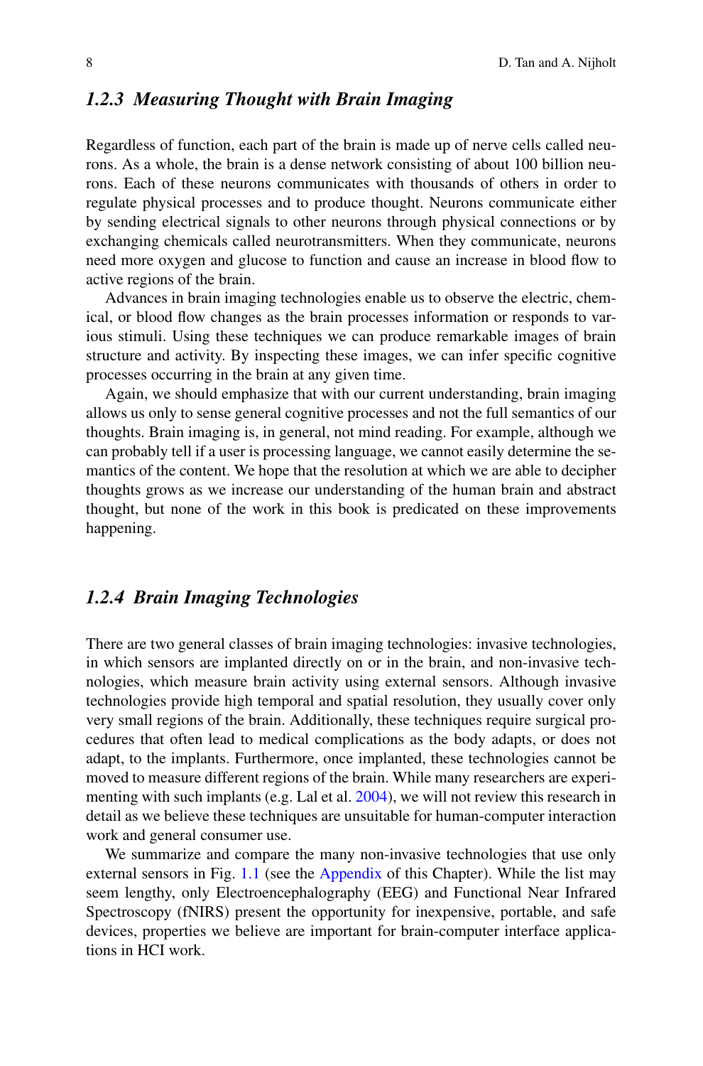### *1.2.3 Measuring Thought with Brain Imaging*

Regardless of function, each part of the brain is made up of nerve cells called neurons. As a whole, the brain is a dense network consisting of about 100 billion neurons. Each of these neurons communicates with thousands of others in order to regulate physical processes and to produce thought. Neurons communicate either by sending electrical signals to other neurons through physical connections or by exchanging chemicals called neurotransmitters. When they communicate, neurons need more oxygen and glucose to function and cause an increase in blood flow to active regions of the brain.

Advances in brain imaging technologies enable us to observe the electric, chemical, or blood flow changes as the brain processes information or responds to various stimuli. Using these techniques we can produce remarkable images of brain structure and activity. By inspecting these images, we can infer specific cognitive processes occurring in the brain at any given time.

Again, we should emphasize that with our current understanding, brain imaging allows us only to sense general cognitive processes and not the full semantics of our thoughts. Brain imaging is, in general, not mind reading. For example, although we can probably tell if a user is processing language, we cannot easily determine the semantics of the content. We hope that the resolution at which we are able to decipher thoughts grows as we increase our understanding of the human brain and abstract thought, but none of the work in this book is predicated on these improvements happening.

### *1.2.4 Brain Imaging Technologies*

There are two general classes of brain imaging technologies: invasive technologies, in which sensors are implanted directly on or in the brain, and non-invasive technologies, which measure brain activity using external sensors. Although invasive technologies provide high temporal and spatial resolution, they usually cover only very small regions of the brain. Additionally, these techniques require surgical procedures that often lead to medical complications as the body adapts, or does not adapt, to the implants. Furthermore, once implanted, these technologies cannot be moved to measure different regions of the brain. While many researchers are experimenting with such implants (e.g. Lal et al. 2004), we will not review this research in detail as we believe these techniques are unsuitable for human-computer interaction work and general consumer use.

We summarize and compare the many non-invasive technologies that use only external sensors in Fig. 1.1 (see the Appendix of this Chapter). While the list may seem lengthy, only Electroencephalography (EEG) and Functional Near Infrared Spectroscopy (fNIRS) present the opportunity for inexpensive, portable, and safe devices, properties we believe are important for brain-computer interface applications in HCI work.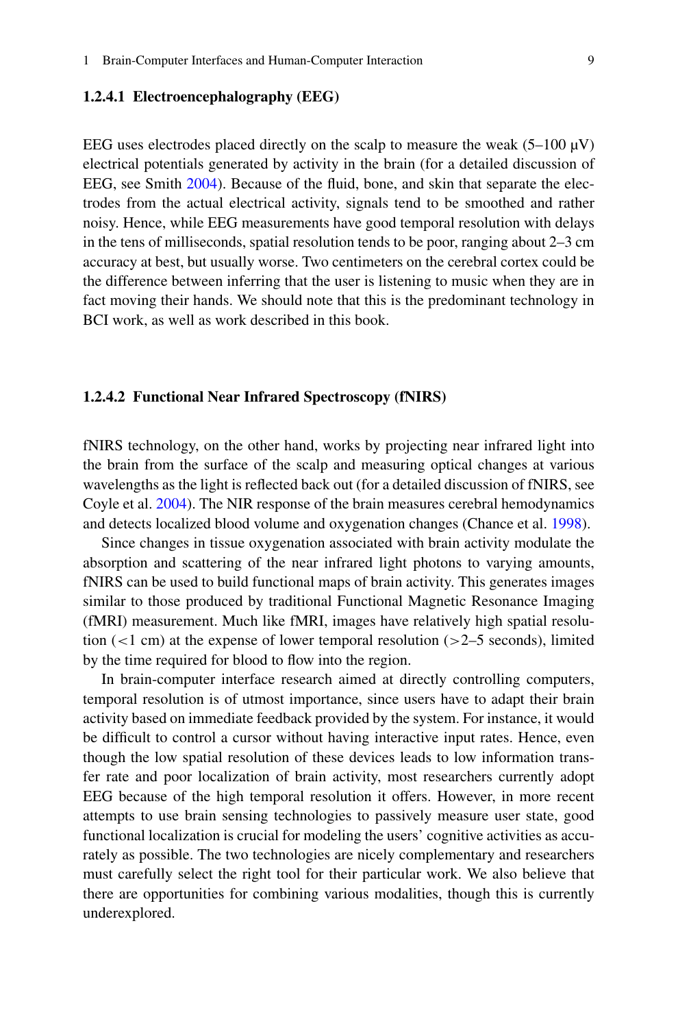#### 1.2.4.1 Electroencephalography (EEG)

EEG uses electrodes placed directly on the scalp to measure the weak (5–100 μV) electrical potentials generated by activity in the brain (for a detailed discussion of EEG, see Smith 2004). Because of the fluid, bone, and skin that separate the electrodes from the actual electrical activity, signals tend to be smoothed and rather noisy. Hence, while EEG measurements have good temporal resolution with delays in the tens of milliseconds, spatial resolution tends to be poor, ranging about 2–3 cm accuracy at best, but usually worse. Two centimeters on the cerebral cortex could be the difference between inferring that the user is listening to music when they are in fact moving their hands. We should note that this is the predominant technology in BCI work, as well as work described in this book.

#### 1.2.4.2 Functional Near Infrared Spectroscopy (fNIRS)

fNIRS technology, on the other hand, works by projecting near infrared light into the brain from the surface of the scalp and measuring optical changes at various wavelengths as the light is reflected back out (for a detailed discussion of fNIRS, see Coyle et al. 2004). The NIR response of the brain measures cerebral hemodynamics and detects localized blood volume and oxygenation changes (Chance et al. 1998).

Since changes in tissue oxygenation associated with brain activity modulate the absorption and scattering of the near infrared light photons to varying amounts, fNIRS can be used to build functional maps of brain activity. This generates images similar to those produced by traditional Functional Magnetic Resonance Imaging (fMRI) measurement. Much like fMRI, images have relatively high spatial resolution (<1 cm) at the expense of lower temporal resolution (>2–5 seconds), limited by the time required for blood to flow into the region.

In brain-computer interface research aimed at directly controlling computers, temporal resolution is of utmost importance, since users have to adapt their brain activity based on immediate feedback provided by the system. For instance, it would be difficult to control a cursor without having interactive input rates. Hence, even though the low spatial resolution of these devices leads to low information transfer rate and poor localization of brain activity, most researchers currently adopt EEG because of the high temporal resolution it offers. However, in more recent attempts to use brain sensing technologies to passively measure user state, good functional localization is crucial for modeling the users' cognitive activities as accurately as possible. The two technologies are nicely complementary and researchers must carefully select the right tool for their particular work. We also believe that there are opportunities for combining various modalities, though this is currently underexplored.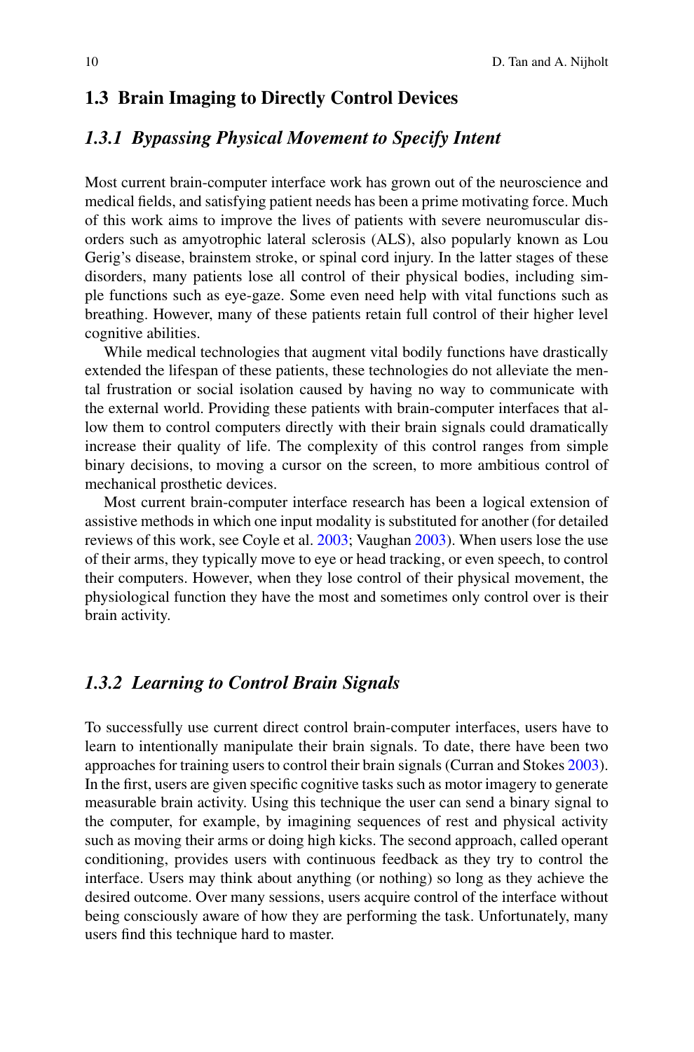## 1.3 Brain Imaging to Directly Control Devices

### *1.3.1 Bypassing Physical Movement to Specify Intent*

Most current brain-computer interface work has grown out of the neuroscience and medical fields, and satisfying patient needs has been a prime motivating force. Much of this work aims to improve the lives of patients with severe neuromuscular disorders such as amyotrophic lateral sclerosis (ALS), also popularly known as Lou Gerig's disease, brainstem stroke, or spinal cord injury. In the latter stages of these disorders, many patients lose all control of their physical bodies, including simple functions such as eye-gaze. Some even need help with vital functions such as breathing. However, many of these patients retain full control of their higher level cognitive abilities.

While medical technologies that augment vital bodily functions have drastically extended the lifespan of these patients, these technologies do not alleviate the mental frustration or social isolation caused by having no way to communicate with the external world. Providing these patients with brain-computer interfaces that allow them to control computers directly with their brain signals could dramatically increase their quality of life. The complexity of this control ranges from simple binary decisions, to moving a cursor on the screen, to more ambitious control of mechanical prosthetic devices.

Most current brain-computer interface research has been a logical extension of assistive methods in which one input modality is substituted for another (for detailed reviews of this work, see Coyle et al. 2003; Vaughan 2003). When users lose the use of their arms, they typically move to eye or head tracking, or even speech, to control their computers. However, when they lose control of their physical movement, the physiological function they have the most and sometimes only control over is their brain activity.

### *1.3.2 Learning to Control Brain Signals*

To successfully use current direct control brain-computer interfaces, users have to learn to intentionally manipulate their brain signals. To date, there have been two approaches for training users to control their brain signals (Curran and Stokes 2003). In the first, users are given specific cognitive tasks such as motor imagery to generate measurable brain activity. Using this technique the user can send a binary signal to the computer, for example, by imagining sequences of rest and physical activity such as moving their arms or doing high kicks. The second approach, called operant conditioning, provides users with continuous feedback as they try to control the interface. Users may think about anything (or nothing) so long as they achieve the desired outcome. Over many sessions, users acquire control of the interface without being consciously aware of how they are performing the task. Unfortunately, many users find this technique hard to master.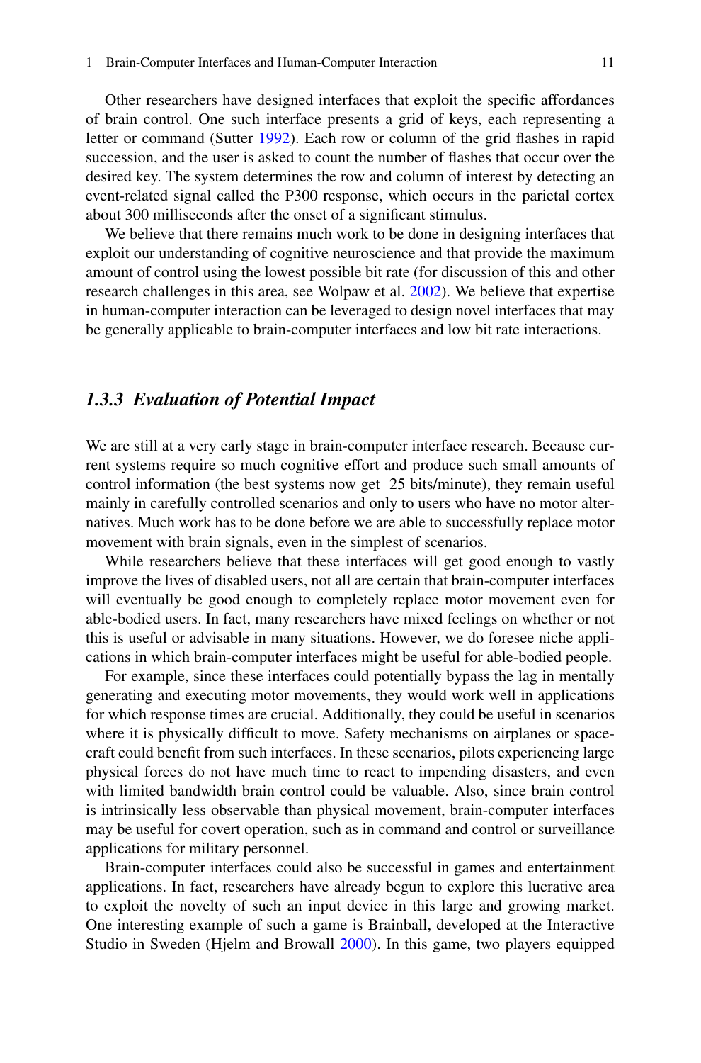Other researchers have designed interfaces that exploit the specific affordances of brain control. One such interface presents a grid of keys, each representing a letter or command (Sutter 1992). Each row or column of the grid flashes in rapid succession, and the user is asked to count the number of flashes that occur over the desired key. The system determines the row and column of interest by detecting an event-related signal called the P300 response, which occurs in the parietal cortex about 300 milliseconds after the onset of a significant stimulus.

We believe that there remains much work to be done in designing interfaces that exploit our understanding of cognitive neuroscience and that provide the maximum amount of control using the lowest possible bit rate (for discussion of this and other research challenges in this area, see Wolpaw et al. 2002). We believe that expertise in human-computer interaction can be leveraged to design novel interfaces that may be generally applicable to brain-computer interfaces and low bit rate interactions.

### *1.3.3 Evaluation of Potential Impact*

We are still at a very early stage in brain-computer interface research. Because current systems require so much cognitive effort and produce such small amounts of control information (the best systems now get 25 bits/minute), they remain useful mainly in carefully controlled scenarios and only to users who have no motor alternatives. Much work has to be done before we are able to successfully replace motor movement with brain signals, even in the simplest of scenarios.

While researchers believe that these interfaces will get good enough to vastly improve the lives of disabled users, not all are certain that brain-computer interfaces will eventually be good enough to completely replace motor movement even for able-bodied users. In fact, many researchers have mixed feelings on whether or not this is useful or advisable in many situations. However, we do foresee niche applications in which brain-computer interfaces might be useful for able-bodied people.

For example, since these interfaces could potentially bypass the lag in mentally generating and executing motor movements, they would work well in applications for which response times are crucial. Additionally, they could be useful in scenarios where it is physically difficult to move. Safety mechanisms on airplanes or spacecraft could benefit from such interfaces. In these scenarios, pilots experiencing large physical forces do not have much time to react to impending disasters, and even with limited bandwidth brain control could be valuable. Also, since brain control is intrinsically less observable than physical movement, brain-computer interfaces may be useful for covert operation, such as in command and control or surveillance applications for military personnel.

Brain-computer interfaces could also be successful in games and entertainment applications. In fact, researchers have already begun to explore this lucrative area to exploit the novelty of such an input device in this large and growing market. One interesting example of such a game is Brainball, developed at the Interactive Studio in Sweden (Hjelm and Browall 2000). In this game, two players equipped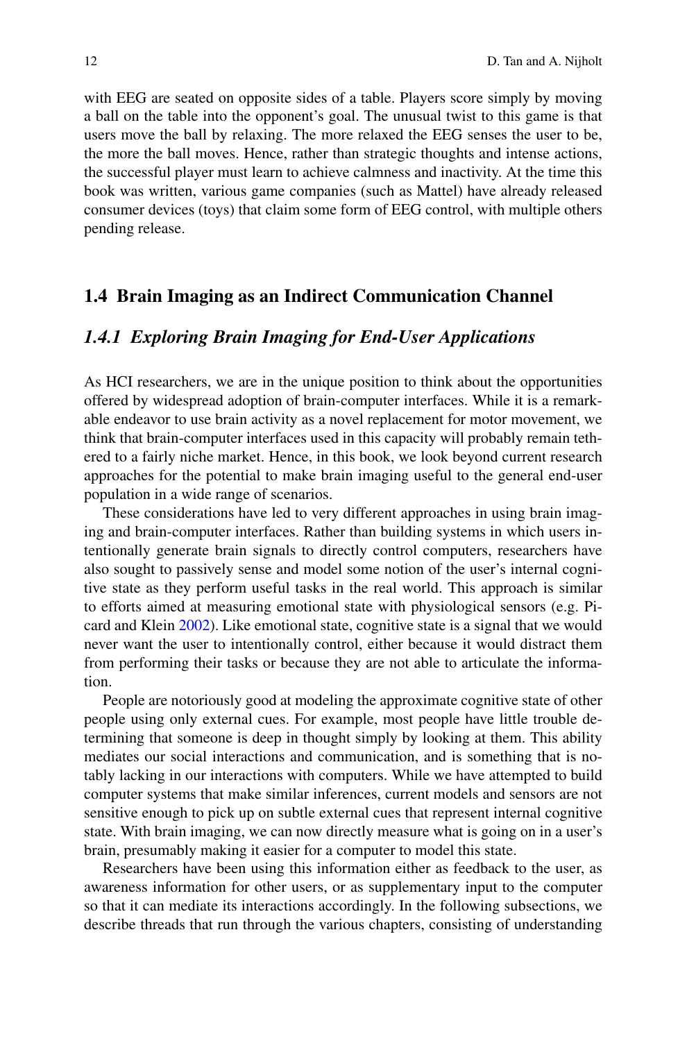with EEG are seated on opposite sides of a table. Players score simply by moving a ball on the table into the opponent's goal. The unusual twist to this game is that users move the ball by relaxing. The more relaxed the EEG senses the user to be, the more the ball moves. Hence, rather than strategic thoughts and intense actions, the successful player must learn to achieve calmness and inactivity. At the time this book was written, various game companies (such as Mattel) have already released consumer devices (toys) that claim some form of EEG control, with multiple others pending release.

## 1.4 Brain Imaging as an Indirect Communication Channel

### *1.4.1 Exploring Brain Imaging for End-User Applications*

As HCI researchers, we are in the unique position to think about the opportunities offered by widespread adoption of brain-computer interfaces. While it is a remarkable endeavor to use brain activity as a novel replacement for motor movement, we think that brain-computer interfaces used in this capacity will probably remain tethered to a fairly niche market. Hence, in this book, we look beyond current research approaches for the potential to make brain imaging useful to the general end-user population in a wide range of scenarios.

These considerations have led to very different approaches in using brain imaging and brain-computer interfaces. Rather than building systems in which users intentionally generate brain signals to directly control computers, researchers have also sought to passively sense and model some notion of the user's internal cognitive state as they perform useful tasks in the real world. This approach is similar to efforts aimed at measuring emotional state with physiological sensors (e.g. Picard and Klein 2002). Like emotional state, cognitive state is a signal that we would never want the user to intentionally control, either because it would distract them from performing their tasks or because they are not able to articulate the information.

People are notoriously good at modeling the approximate cognitive state of other people using only external cues. For example, most people have little trouble determining that someone is deep in thought simply by looking at them. This ability mediates our social interactions and communication, and is something that is notably lacking in our interactions with computers. While we have attempted to build computer systems that make similar inferences, current models and sensors are not sensitive enough to pick up on subtle external cues that represent internal cognitive state. With brain imaging, we can now directly measure what is going on in a user's brain, presumably making it easier for a computer to model this state.

Researchers have been using this information either as feedback to the user, as awareness information for other users, or as supplementary input to the computer so that it can mediate its interactions accordingly. In the following subsections, we describe threads that run through the various chapters, consisting of understanding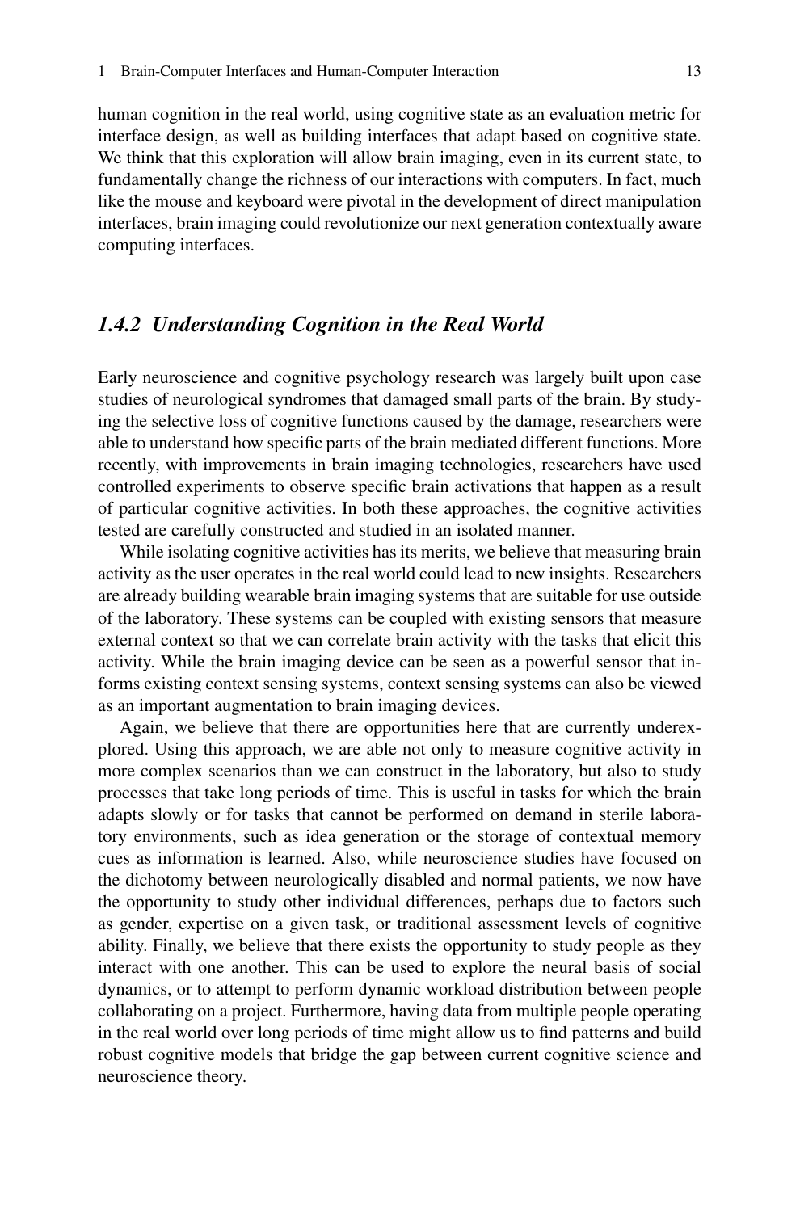human cognition in the real world, using cognitive state as an evaluation metric for interface design, as well as building interfaces that adapt based on cognitive state. We think that this exploration will allow brain imaging, even in its current state, to fundamentally change the richness of our interactions with computers. In fact, much like the mouse and keyboard were pivotal in the development of direct manipulation interfaces, brain imaging could revolutionize our next generation contextually aware computing interfaces.

### *1.4.2 Understanding Cognition in the Real World*

Early neuroscience and cognitive psychology research was largely built upon case studies of neurological syndromes that damaged small parts of the brain. By studying the selective loss of cognitive functions caused by the damage, researchers were able to understand how specific parts of the brain mediated different functions. More recently, with improvements in brain imaging technologies, researchers have used controlled experiments to observe specific brain activations that happen as a result of particular cognitive activities. In both these approaches, the cognitive activities tested are carefully constructed and studied in an isolated manner.

While isolating cognitive activities has its merits, we believe that measuring brain activity as the user operates in the real world could lead to new insights. Researchers are already building wearable brain imaging systems that are suitable for use outside of the laboratory. These systems can be coupled with existing sensors that measure external context so that we can correlate brain activity with the tasks that elicit this activity. While the brain imaging device can be seen as a powerful sensor that informs existing context sensing systems, context sensing systems can also be viewed as an important augmentation to brain imaging devices.

Again, we believe that there are opportunities here that are currently underexplored. Using this approach, we are able not only to measure cognitive activity in more complex scenarios than we can construct in the laboratory, but also to study processes that take long periods of time. This is useful in tasks for which the brain adapts slowly or for tasks that cannot be performed on demand in sterile laboratory environments, such as idea generation or the storage of contextual memory cues as information is learned. Also, while neuroscience studies have focused on the dichotomy between neurologically disabled and normal patients, we now have the opportunity to study other individual differences, perhaps due to factors such as gender, expertise on a given task, or traditional assessment levels of cognitive ability. Finally, we believe that there exists the opportunity to study people as they interact with one another. This can be used to explore the neural basis of social dynamics, or to attempt to perform dynamic workload distribution between people collaborating on a project. Furthermore, having data from multiple people operating in the real world over long periods of time might allow us to find patterns and build robust cognitive models that bridge the gap between current cognitive science and neuroscience theory.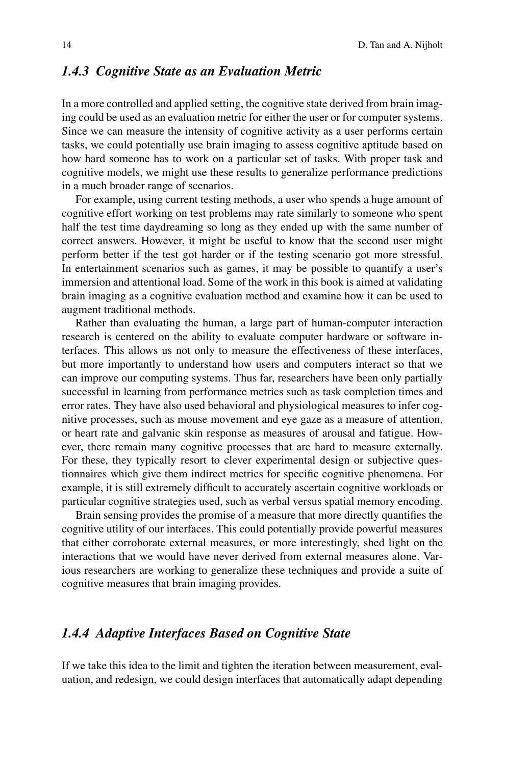### 1.4.3 Cognitive State as an Evaluation Metric

In a more controlled and applied setting, the cognitive state derived from brain imaging could be used as an evaluation metric for either the user or for computer systems. Since we can measure the intensity of cognitive activity as a user performs certain tasks, we could potentially use brain imaging to assess cognitive aptitude based on how hard someone has to work on a particular set of tasks. With proper task and cognitive models, we might use these results to generalize performance predictions in a much broader range of scenarios.

For example, using current testing methods, a user who spends a huge amount of cognitive effort working on test problems may rate similarly to someone who spent half the test time daydreaming so long as they ended up with the same number of correct answers. However, it might be useful to know that the second user might perform better if the test got harder or if the testing scenario got more stressful. In entertainment scenarios such as games, it may be possible to quantify a user's immersion and attentional load. Some of the work in this book is aimed at validating brain imaging as a cognitive evaluation method and examine how it can be used to augment traditional methods.

Rather than evaluating the human, a large part of human-computer interaction research is centered on the ability to evaluate computer hardware or software interfaces. This allows us not only to measure the effectiveness of these interfaces, but more importantly to understand how users and computers interact so that we can improve our computing systems. Thus far, researchers have been only partially successful in learning from performance metrics such as task completion times and error rates. They have also used behavioral and physiological measures to infer cognitive processes, such as mouse movement and eye gaze as a measure of attention, or heart rate and galvanic skin response as measures of arousal and fatigue. However, there remain many cognitive processes that are hard to measure externally. For these, they typically resort to clever experimental design or subjective questionnaires which give them indirect metrics for specific cognitive phenomena. For example, it is still extremely difficult to accurately ascertain cognitive workloads or particular cognitive strategies used, such as verbal versus spatial memory encoding.

Brain sensing provides the promise of a measure that more directly quantifies the cognitive utility of our interfaces. This could potentially provide powerful measures that either corroborate external measures, or more interestingly, shed light on the interactions that we would have never derived from external measures alone. Various researchers are working to generalize these techniques and provide a suite of cognitive measures that brain imaging provides.

### 1.4.4 Adaptive Interfaces Based on Cognitive State

If we take this idea to the limit and tighten the iteration between measurement, evaluation, and redesign, we could design interfaces that automatically adapt depending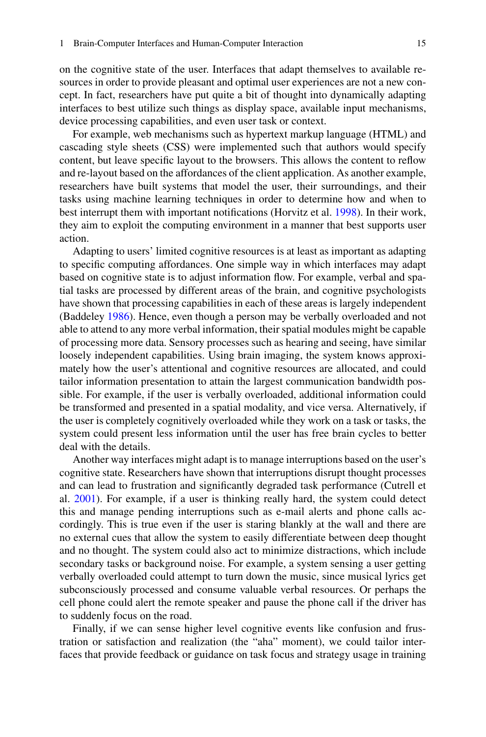on the cognitive state of the user. Interfaces that adapt themselves to available resources in order to provide pleasant and optimal user experiences are not a new concept. In fact, researchers have put quite a bit of thought into dynamically adapting interfaces to best utilize such things as display space, available input mechanisms, device processing capabilities, and even user task or context.

For example, web mechanisms such as hypertext markup language (HTML) and cascading style sheets (CSS) were implemented such that authors would specify content, but leave specific layout to the browsers. This allows the content to reflow and re-layout based on the affordances of the client application. As another example, researchers have built systems that model the user, their surroundings, and their tasks using machine learning techniques in order to determine how and when to best interrupt them with important notifications (Horvitz et al. 1998). In their work, they aim to exploit the computing environment in a manner that best supports user action.

Adapting to users' limited cognitive resources is at least as important as adapting to specific computing affordances. One simple way in which interfaces may adapt based on cognitive state is to adjust information flow. For example, verbal and spatial tasks are processed by different areas of the brain, and cognitive psychologists have shown that processing capabilities in each of these areas is largely independent (Baddeley 1986). Hence, even though a person may be verbally overloaded and not able to attend to any more verbal information, their spatial modules might be capable of processing more data. Sensory processes such as hearing and seeing, have similar loosely independent capabilities. Using brain imaging, the system knows approximately how the user's attentional and cognitive resources are allocated, and could tailor information presentation to attain the largest communication bandwidth possible. For example, if the user is verbally overloaded, additional information could be transformed and presented in a spatial modality, and vice versa. Alternatively, if the user is completely cognitively overloaded while they work on a task or tasks, the system could present less information until the user has free brain cycles to better deal with the details.

Another way interfaces might adapt is to manage interruptions based on the user's cognitive state. Researchers have shown that interruptions disrupt thought processes and can lead to frustration and significantly degraded task performance (Cutrell et al. 2001). For example, if a user is thinking really hard, the system could detect this and manage pending interruptions such as e-mail alerts and phone calls accordingly. This is true even if the user is staring blankly at the wall and there are no external cues that allow the system to easily differentiate between deep thought and no thought. The system could also act to minimize distractions, which include secondary tasks or background noise. For example, a system sensing a user getting verbally overloaded could attempt to turn down the music, since musical lyrics get subconsciously processed and consume valuable verbal resources. Or perhaps the cell phone could alert the remote speaker and pause the phone call if the driver has to suddenly focus on the road.

Finally, if we can sense higher level cognitive events like confusion and frustration or satisfaction and realization (the "aha" moment), we could tailor interfaces that provide feedback or guidance on task focus and strategy usage in training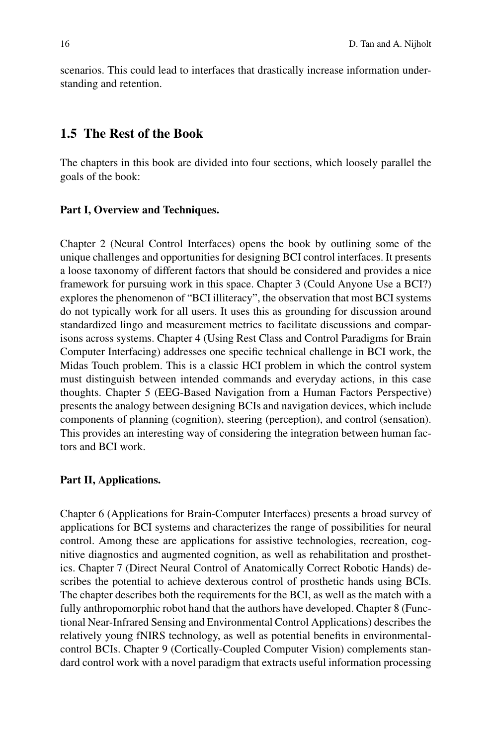scenarios. This could lead to interfaces that drastically increase information understanding and retention.

## 1.5 The Rest of the Book

The chapters in this book are divided into four sections, which loosely parallel the goals of the book:

**Part I, Overview and Techniques.**

Chapter 2 (Neural Control Interfaces) opens the book by outlining some of the unique challenges and opportunities for designing BCI control interfaces. It presents a loose taxonomy of different factors that should be considered and provides a nice framework for pursuing work in this space. Chapter 3 (Could Anyone Use a BCI?) explores the phenomenon of "BCI illiteracy", the observation that most BCI systems do not typically work for all users. It uses this as grounding for discussion around standardized lingo and measurement metrics to facilitate discussions and comparisons across systems. Chapter 4 (Using Rest Class and Control Paradigms for Brain Computer Interfacing) addresses one specific technical challenge in BCI work, the Midas Touch problem. This is a classic HCI problem in which the control system must distinguish between intended commands and everyday actions, in this case thoughts. Chapter 5 (EEG-Based Navigation from a Human Factors Perspective) presents the analogy between designing BCIs and navigation devices, which include components of planning (cognition), steering (perception), and control (sensation). This provides an interesting way of considering the integration between human factors and BCI work.

**Part II, Applications.**

Chapter 6 (Applications for Brain-Computer Interfaces) presents a broad survey of applications for BCI systems and characterizes the range of possibilities for neural control. Among these are applications for assistive technologies, recreation, cognitive diagnostics and augmented cognition, as well as rehabilitation and prosthetics. Chapter 7 (Direct Neural Control of Anatomically Correct Robotic Hands) describes the potential to achieve dexterous control of prosthetic hands using BCIs. The chapter describes both the requirements for the BCI, as well as the match with a fully anthropomorphic robot hand that the authors have developed. Chapter 8 (Functional Near-Infrared Sensing and Environmental Control Applications) describes the relatively young fNIRS technology, as well as potential benefits in environmental-control BCIs. Chapter 9 (Cortically-Coupled Computer Vision) complements standard control work with a novel paradigm that extracts useful information processing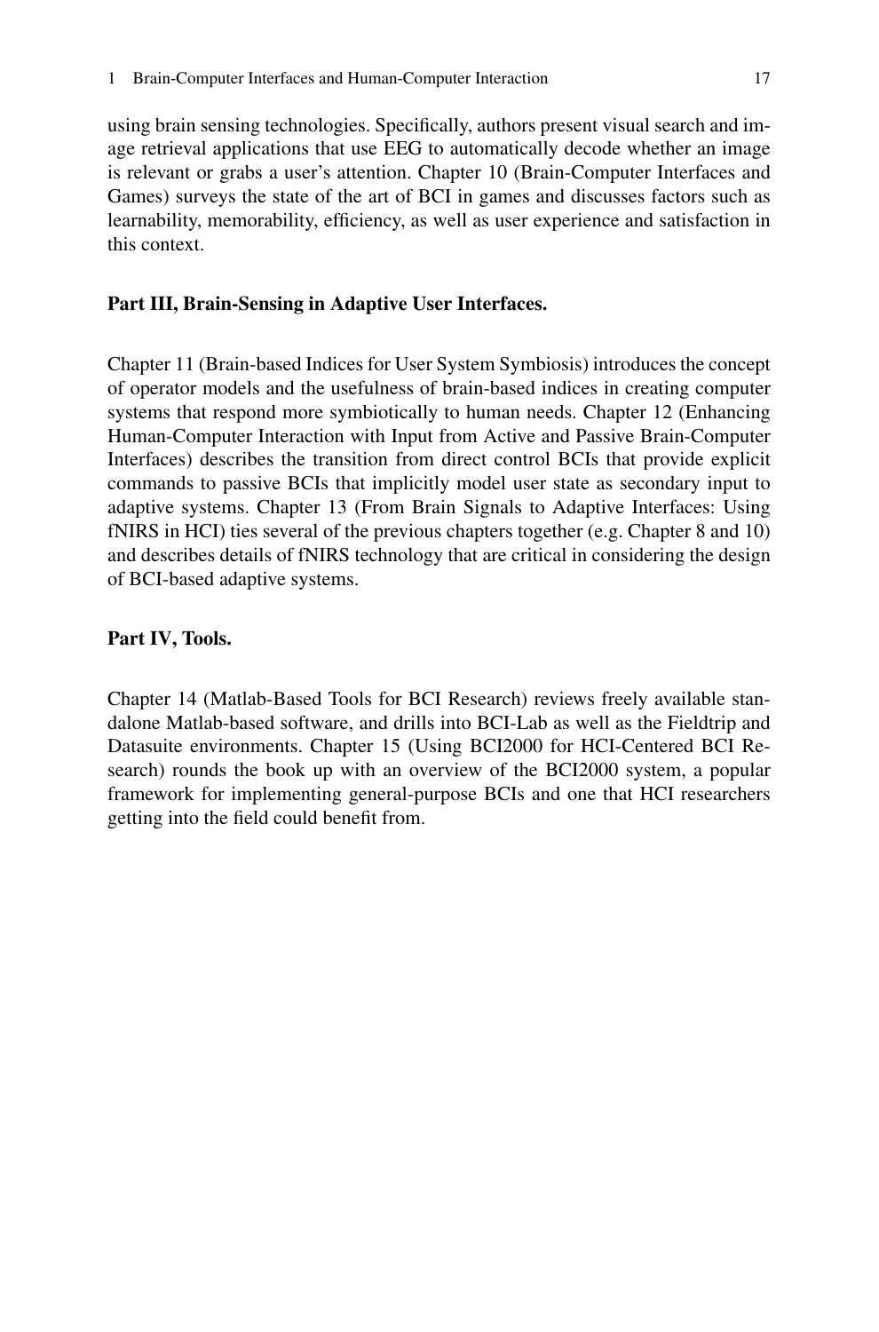using brain sensing technologies. Specifically, authors present visual search and image retrieval applications that use EEG to automatically decode whether an image is relevant or grabs a user's attention. Chapter 10 (Brain-Computer Interfaces and Games) surveys the state of the art of BCI in games and discusses factors such as learnability, memorability, efficiency, as well as user experience and satisfaction in this context.

**Part III, Brain-Sensing in Adaptive User Interfaces.**

Chapter 11 (Brain-based Indices for User System Symbiosis) introduces the concept of operator models and the usefulness of brain-based indices in creating computer systems that respond more symbiotically to human needs. Chapter 12 (Enhancing Human-Computer Interaction with Input from Active and Passive Brain-Computer Interfaces) describes the transition from direct control BCIs that provide explicit commands to passive BCIs that implicitly model user state as secondary input to adaptive systems. Chapter 13 (From Brain Signals to Adaptive Interfaces: Using fNIRS in HCI) ties several of the previous chapters together (e.g. Chapter 8 and 10) and describes details of fNIRS technology that are critical in considering the design of BCI-based adaptive systems.

**Part IV, Tools.**

Chapter 14 (Matlab-Based Tools for BCI Research) reviews freely available standalone Matlab-based software, and drills into BCI-Lab as well as the Fieldtrip and Datasuite environments. Chapter 15 (Using BCI2000 for HCI-Centered BCI Research) rounds the book up with an overview of the BCI2000 system, a popular framework for implementing general-purpose BCIs and one that HCI researchers getting into the field could benefit from.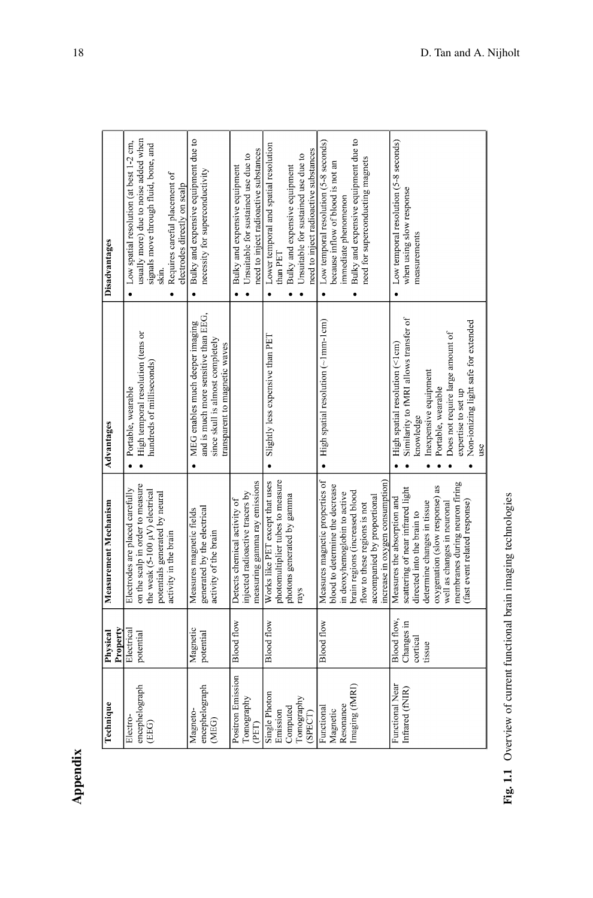# Appendix

| Technique | Physical Property | Measurement Mechanism | Advantages | Disadvantages |
| --- | --- | --- | --- | --- |
| Electro-encephelograph (EEG) | Electrical potential | Electrodes are placed carefully on the scalp in order to measure the weak (5-100 μV) electrical potentials generated by neural activity in the brain | • Portable, wearable<br>• High temporal resolution (tens or hundreds of milliseconds) | • Low spatial resolution (at best 1-2 cm, usually more) due to noise added when signals move through fluid, bone, and skin.<br>• Requires careful placement of electrodes directly on scalp |
| Magneto-encephelograph (MEG) | Magnetic potential | Measures magnetic fields generated by the electrical activity of the brain | • MEG enables much deeper imaging and is much more sensitive than EEG, since skull is almost completely transparent to magnetic waves | • Bulky and expensive equipment due to necessity for superconductivity |
| Positron Emission Tomography (PET) | Blood flow | Detects chemical activity of injected radioactive tracers by measuring gamma ray emissions | | • Bulky and expensive equipment<br>• Unsuitable for sustained use due to need to inject radioactive substances |
| Single Photon Emission Computed Tomography (SPECT) | Blood flow | Works like PET except that uses photomultiplier tubes to measure photons generated by gamma rays | • Slightly less expensive than PET | • Lower temporal and spatial resolution than PET<br>• Bulky and expensive equipment<br>• Unsuitable for sustained use due to need to inject radioactive substances |
| Functional Magnetic Resonance Imaging (fMRI) | Blood flow | Measures magnetic properties of blood to determine the decrease in deoxyhemoglobin to active brain regions (increased blood flow to these regions is not accompanied by proportional increase in oxygen consumption) | • High spatial resolution (~1mm-1cm) | • Low temporal resolution (5-8 seconds) because inflow of blood is not an immediate phenomenon<br>• Bulky and expensive equipment due to need for superconducting magnets |
| Functional Near Infrared (fNIR) | Blood flow, Changes in cortical tissue | Measures the absorption and scattering of near infrared light directed into the brain to determine changes in tissue oxygenation (slow response) as well as changes in neuronal membranes during neuron firing (fast event related response) | • High spatial resolution (<1cm)<br>• Similarity to fMRI allows transfer of knowledge<br>• Inexpensive equipment<br>• Portable, wearable<br>• Does not require large amount of expertise to set up<br>• Non-ionizing light safe for extended use | • Low temporal resolution (5-8 seconds) when using slow response measurements |

**Fig. 1.1** Overview of current functional brain imaging technologies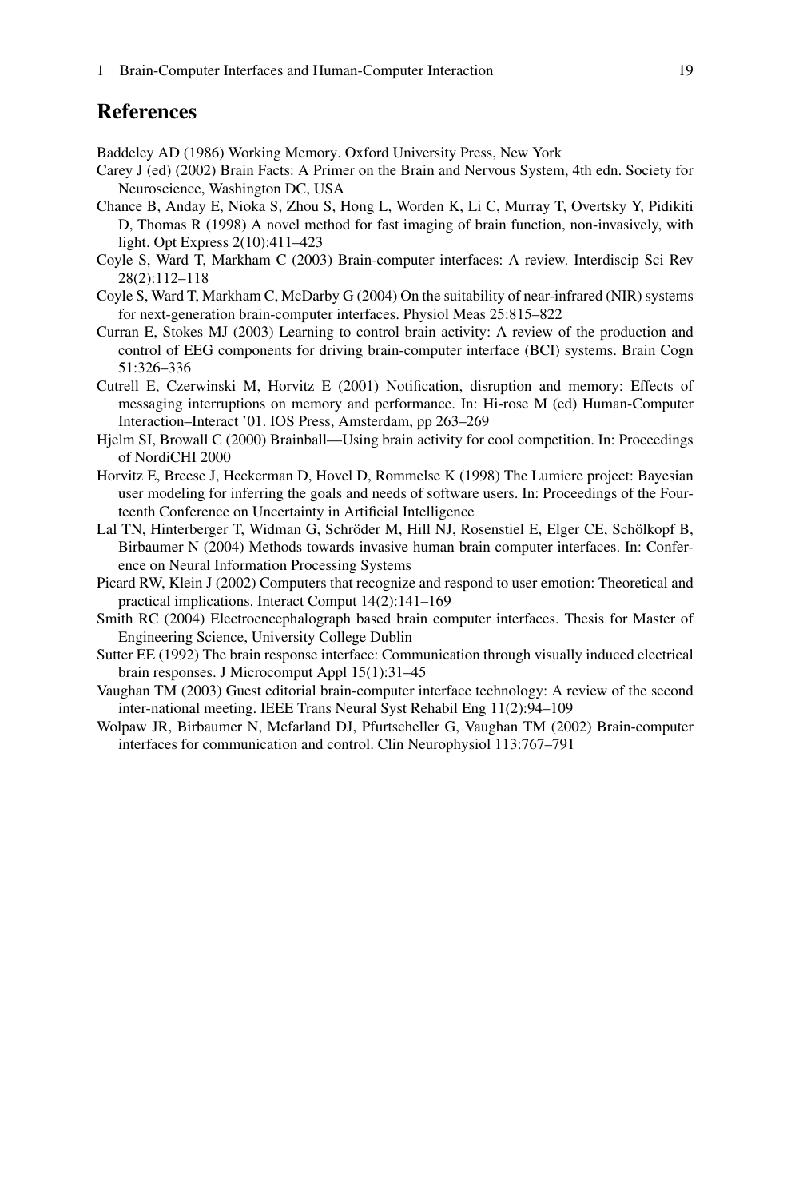## References

Baddeley AD (1986) Working Memory. Oxford University Press, New York

Carey J (ed) (2002) Brain Facts: A Primer on the Brain and Nervous System, 4th edn. Society for Neuroscience, Washington DC, USA

Chance B, Anday E, Nioka S, Zhou S, Hong L, Worden K, Li C, Murray T, Overtsky Y, Pidikiti D, Thomas R (1998) A novel method for fast imaging of brain function, non-invasively, with light. Opt Express 2(10):411–423

Coyle S, Ward T, Markham C (2003) Brain-computer interfaces: A review. Interdiscip Sci Rev 28(2):112–118

Coyle S, Ward T, Markham C, McDarby G (2004) On the suitability of near-infrared (NIR) systems for next-generation brain-computer interfaces. Physiol Meas 25:815–822

Curran E, Stokes MJ (2003) Learning to control brain activity: A review of the production and control of EEG components for driving brain-computer interface (BCI) systems. Brain Cogn 51:326–336

Cutrell E, Czerwinski M, Horvitz E (2001) Notification, disruption and memory: Effects of messaging interruptions on memory and performance. In: Hi-rose M (ed) Human-Computer Interaction–Interact '01. IOS Press, Amsterdam, pp 263–269

Hjelm SI, Browall C (2000) Brainball—Using brain activity for cool competition. In: Proceedings of NordiCHI 2000

Horvitz E, Breese J, Heckerman D, Hovel D, Rommelse K (1998) The Lumiere project: Bayesian user modeling for inferring the goals and needs of software users. In: Proceedings of the Fourteenth Conference on Uncertainty in Artificial Intelligence

Lal TN, Hinterberger T, Widman G, Schröder M, Hill NJ, Rosenstiel E, Elger CE, Schölkopf B, Birbaumer N (2004) Methods towards invasive human brain computer interfaces. In: Conference on Neural Information Processing Systems

Picard RW, Klein J (2002) Computers that recognize and respond to user emotion: Theoretical and practical implications. Interact Comput 14(2):141–169

Smith RC (2004) Electroencephalograph based brain computer interfaces. Thesis for Master of Engineering Science, University College Dublin

Sutter EE (1992) The brain response interface: Communication through visually induced electrical brain responses. J Microcomput Appl 15(1):31–45

Vaughan TM (2003) Guest editorial brain-computer interface technology: A review of the second inter-national meeting. IEEE Trans Neural Syst Rehabil Eng 11(2):94–109

Wolpaw JR, Birbaumer N, Mcfarland DJ, Pfurtscheller G, Vaughan TM (2002) Brain-computer interfaces for communication and control. Clin Neurophysiol 113:767–791